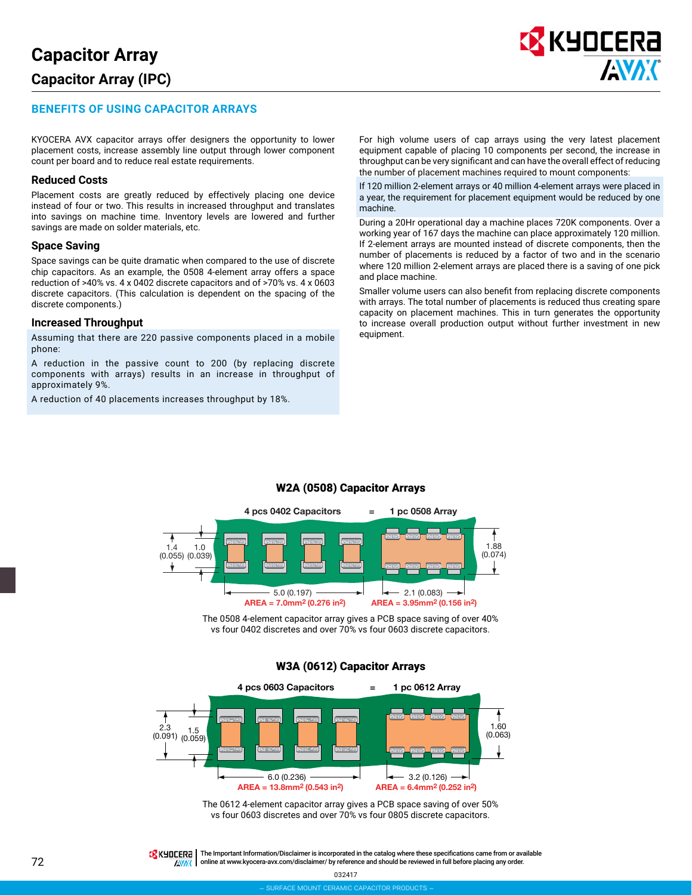# Capacitor Array

## Capacitor Array (IPC)

### BENEFITS OF USING CAPACITOR ARRAYS

KYOCERA AVX capacitor arrays offer designers the opportunity to lower placement costs, increase assembly line output through lower component count per board and to reduce real estate requirements.

#### Reduced Costs

Placement costs are greatly reduced by effectively placing one device instead of four or two. This results in increased throughput and translates into savings on machine time. Inventory levels are lowered and further savings are made on solder materials, etc.

#### Space Saving

Space savings can be quite dramatic when compared to the use of discrete chip capacitors. As an example, the 0508 4-element array offers a space reduction of >40% vs. 4 x 0402 discrete capacitors and of >70% vs. 4 x 0603 discrete capacitors. (This calculation is dependent on the spacing of the discrete components.)

#### Increased Throughput

Assuming that there are 220 passive components placed in a mobile phone:

A reduction in the passive count to 200 (by replacing discrete components with arrays) results in an increase in throughput of approximately 9%.

A reduction of 40 placements increases throughput by 18%.

For high volume users of cap arrays using the very latest placement equipment capable of placing 10 components per second, the increase in throughput can be very significant and can have the overall effect of reducing the number of placement machines required to mount components:

If 120 million 2-element arrays or 40 million 4-element arrays were placed in a year, the requirement for placement equipment would be reduced by one machine.

During a 20Hr operational day a machine places 720K components. Over a working year of 167 days the machine can place approximately 120 million. If 2-element arrays are mounted instead of discrete components, then the number of placements is reduced by a factor of two and in the scenario where 120 million 2-element arrays are placed there is a saving of one pick and place machine.

Smaller volume users can also benefit from replacing discrete components with arrays. The total number of placements is reduced thus creating spare capacity on placement machines. This in turn generates the opportunity to increase overall production output without further investment in new equipment.

### W2A (0508) Capacitor Arrays

4 pcs 0402 Capacitors = 1 pc 0508 Array

1.4 (0.055) 1.0 (0.039) 5.0 (0.197) **AREA = 7.0mm² (0.276 in²)**

1.88 (0.074) 2.1 (0.083) **AREA = 3.95mm² (0.156 in²)**

The 0508 4-element capacitor array gives a PCB space saving of over 40% vs four 0402 discretes and over 70% vs four 0603 discrete capacitors.

### W3A (0612) Capacitor Arrays

4 pcs 0603 Capacitors = 1 pc 0612 Array

2.3 (0.091) 1.5 (0.059) 6.0 (0.236) **AREA = 13.8mm² (0.543 in²)**

1.60 (0.063) 3.2 (0.126) **AREA = 6.4mm² (0.252 in²)**

The 0612 4-element capacitor array gives a PCB space saving of over 50% vs four 0603 discretes and over 70% vs four 0805 discrete capacitors.

The Important Information/Disclaimer is incorporated in the catalog where these specifications came from or available online at www.kyocera-avx.com/disclaimer/ by reference and should be reviewed in full before placing any order.

032417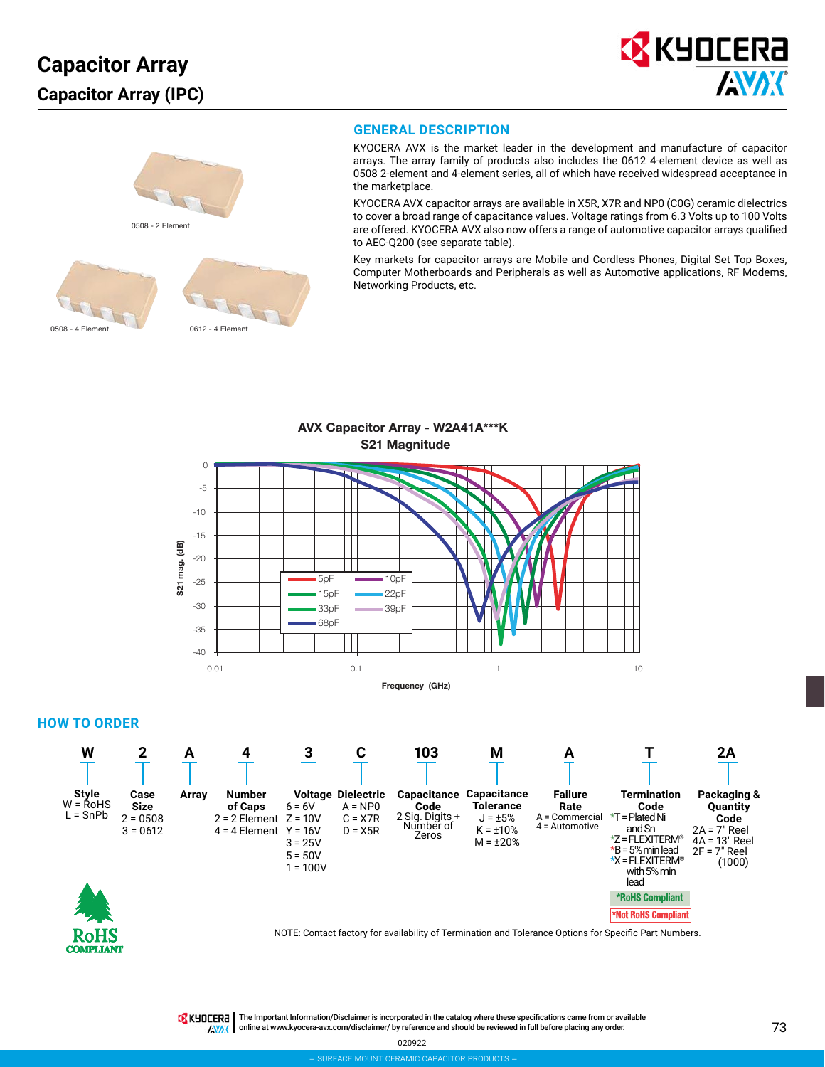# Capacitor Array

## Capacitor Array (IPC)

0508 - 2 Element

0508 - 4 Element

0612 - 4 Element

## GENERAL DESCRIPTION

KYOCERA AVX is the market leader in the development and manufacture of capacitor arrays. The array family of products also includes the 0612 4-element device as well as 0508 2-element and 4-element series, all of which have received widespread acceptance in the marketplace.

KYOCERA AVX capacitor arrays are available in X5R, X7R and NP0 (C0G) ceramic dielectrics to cover a broad range of capacitance values. Voltage ratings from 6.3 Volts up to 100 Volts are offered. KYOCERA AVX also now offers a range of automotive capacitor arrays qualified to AEC-Q200 (see separate table).

Key markets for capacitor arrays are Mobile and Cordless Phones, Digital Set Top Boxes, Computer Motherboards and Peripherals as well as Automotive applications, RF Modems, Networking Products, etc.

**AVX Capacitor Array - W2A41A\*\*\*K**
**S21 Magnitude**

S21 mag. (dB) vs. Frequency (GHz); curves: 5pF, 10pF, 15pF, 22pF, 33pF, 39pF, 68pF

## HOW TO ORDER

| W | 2 | A | 4 | 3 | C | 103 | M | A | T | 2A |
|---|---|---|---|---|---|---|---|---|---|---|
| **Style**<br>W = RoHS<br>L = SnPb | **Case Size**<br>2 = 0508<br>3 = 0612 | **Array** | **Number of Caps**<br>2 = 2 Element<br>4 = 4 Element | **Voltage**<br>6 = 6V<br>Z = 10V<br>Y = 16V<br>3 = 25V<br>5 = 50V<br>1 = 100V | **Dielectric**<br>A = NP0<br>C = X7R<br>D = X5R | **Capacitance Code**<br>2 Sig. Digits + Number of Zeros | **Capacitance Tolerance**<br>J = ±5%<br>K = ±10%<br>M = ±20% | **Failure Rate**<br>A = Commercial<br>4 = Automotive | **Termination Code**<br>\*T = Plated Ni and Sn<br>\*Z = FLEXITERM®<br>\*B = 5% min lead<br>\*X = FLEXITERM® with 5% min lead | **Packaging & Quantity Code**<br>2A = 7" Reel<br>4A = 13" Reel<br>2F = 7" Reel (1000) |

\*RoHS Compliant

\*Not RoHS Compliant

NOTE: Contact factory for availability of Termination and Tolerance Options for Specific Part Numbers.

The Important Information/Disclaimer is incorporated in the catalog where these specifications came from or available online at www.kyocera-avx.com/disclaimer/ by reference and should be reviewed in full before placing any order.

020922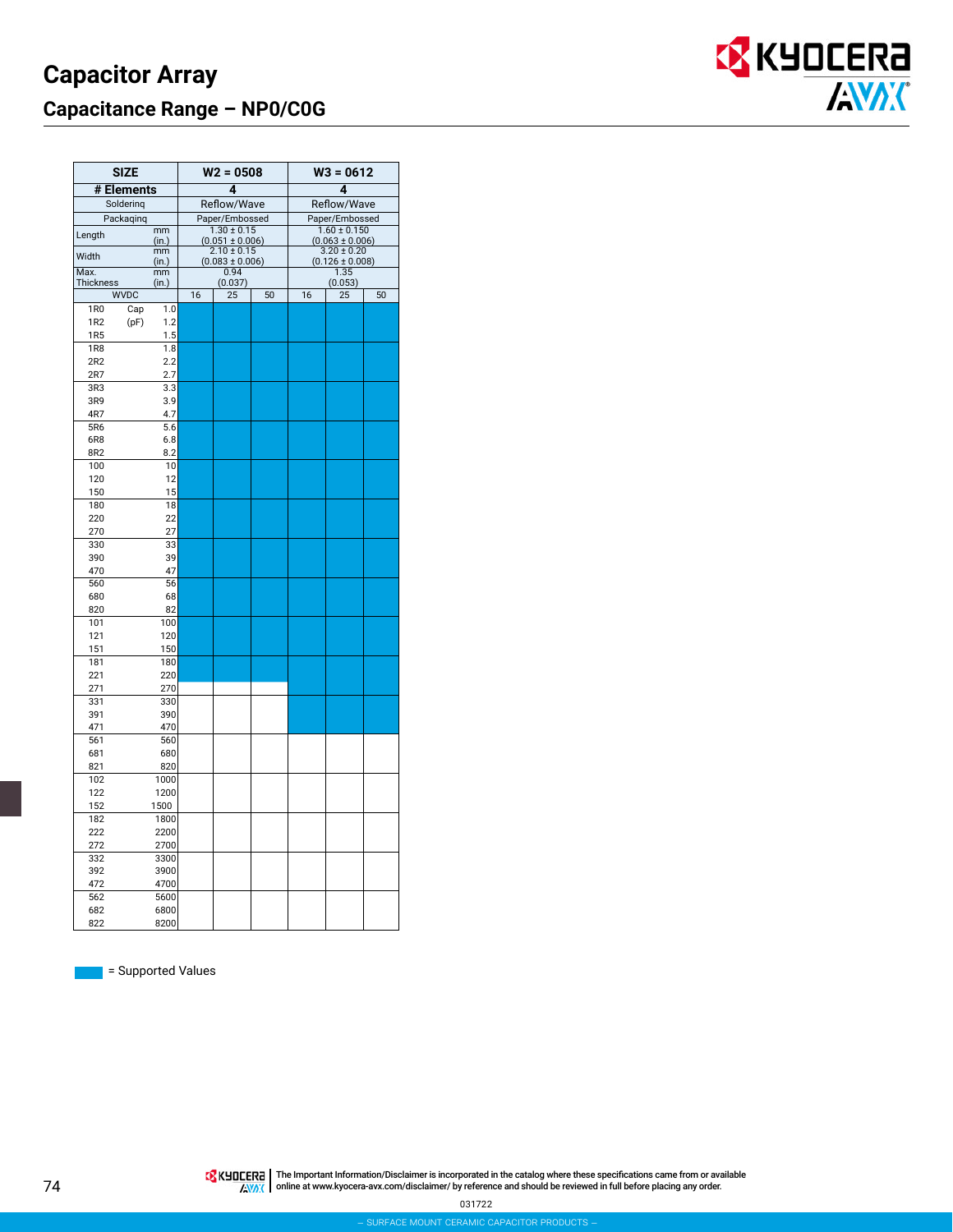# Capacitor Array

## Capacitance Range – NP0/C0G

| SIZE | | | W2 = 0508 | | | W3 = 0612 | | |
|---|---|---|---|---|---|---|---|---|
| # Elements | | | 4 | | | 4 | | |
| Soldering | | | Reflow/Wave | | | Reflow/Wave | | |
| Packaging | | | Paper/Embossed | | | Paper/Embossed | | |
| Length | | mm (in.) | 1.30 ± 0.15 (0.051 ± 0.006) | | | 1.60 ± 0.150 (0.063 ± 0.006) | | |
| Width | | mm (in.) | 2.10 ± 0.15 (0.083 ± 0.006) | | | 3.20 ± 0.20 (0.126 ± 0.008) | | |
| Max. Thickness | | mm (in.) | 0.94 (0.037) | | | 1.35 (0.053) | | |
| WVDC | | | 16 | 25 | 50 | 16 | 25 | 50 |
| 1R0 | Cap (pF) | 1.0 | ■ | ■ | ■ | ■ | ■ | ■ |
| 1R2 | | 1.2 | ■ | ■ | ■ | ■ | ■ | ■ |
| 1R5 | | 1.5 | ■ | ■ | ■ | ■ | ■ | ■ |
| 1R8 | | 1.8 | ■ | ■ | ■ | ■ | ■ | ■ |
| 2R2 | | 2.2 | ■ | ■ | ■ | ■ | ■ | ■ |
| 2R7 | | 2.7 | ■ | ■ | ■ | ■ | ■ | ■ |
| 3R3 | | 3.3 | ■ | ■ | ■ | ■ | ■ | ■ |
| 3R9 | | 3.9 | ■ | ■ | ■ | ■ | ■ | ■ |
| 4R7 | | 4.7 | ■ | ■ | ■ | ■ | ■ | ■ |
| 5R6 | | 5.6 | ■ | ■ | ■ | ■ | ■ | ■ |
| 6R8 | | 6.8 | ■ | ■ | ■ | ■ | ■ | ■ |
| 8R2 | | 8.2 | ■ | ■ | ■ | ■ | ■ | ■ |
| 100 | | 10 | ■ | ■ | ■ | ■ | ■ | ■ |
| 120 | | 12 | ■ | ■ | ■ | ■ | ■ | ■ |
| 150 | | 15 | ■ | ■ | ■ | ■ | ■ | ■ |
| 180 | | 18 | ■ | ■ | ■ | ■ | ■ | ■ |
| 220 | | 22 | ■ | ■ | ■ | ■ | ■ | ■ |
| 270 | | 27 | ■ | ■ | ■ | ■ | ■ | ■ |
| 330 | | 33 | ■ | ■ | ■ | ■ | ■ | ■ |
| 390 | | 39 | ■ | ■ | ■ | ■ | ■ | ■ |
| 470 | | 47 | ■ | ■ | ■ | ■ | ■ | ■ |
| 560 | | 56 | ■ | ■ | ■ | ■ | ■ | ■ |
| 680 | | 68 | ■ | ■ | ■ | ■ | ■ | ■ |
| 820 | | 82 | ■ | ■ | ■ | ■ | ■ | ■ |
| 101 | | 100 | ■ | ■ | ■ | ■ | ■ | ■ |
| 121 | | 120 | ■ | ■ | ■ | ■ | ■ | ■ |
| 151 | | 150 | ■ | ■ | ■ | ■ | ■ | ■ |
| 181 | | 180 | ■ | ■ | ■ | ■ | ■ | ■ |
| 221 | | 220 | ■ | ■ | ■ | ■ | ■ | ■ |
| 271 | | 270 | | | | ■ | ■ | ■ |
| 331 | | 330 | | | | ■ | ■ | ■ |
| 391 | | 390 | | | | ■ | ■ | ■ |
| 471 | | 470 | | | | ■ | ■ | ■ |
| 561 | | 560 | | | | | | |
| 681 | | 680 | | | | | | |
| 821 | | 820 | | | | | | |
| 102 | | 1000 | | | | | | |
| 122 | | 1200 | | | | | | |
| 152 | | 1500 | | | | | | |
| 182 | | 1800 | | | | | | |
| 222 | | 2200 | | | | | | |
| 272 | | 2700 | | | | | | |
| 332 | | 3300 | | | | | | |
| 392 | | 3900 | | | | | | |
| 472 | | 4700 | | | | | | |
| 562 | | 5600 | | | | | | |
| 682 | | 6800 | | | | | | |
| 822 | | 8200 | | | | | | |

■ = Supported Values

The Important Information/Disclaimer is incorporated in the catalog where these specifications came from or available online at www.kyocera-avx.com/disclaimer/ by reference and should be reviewed in full before placing any order.

031722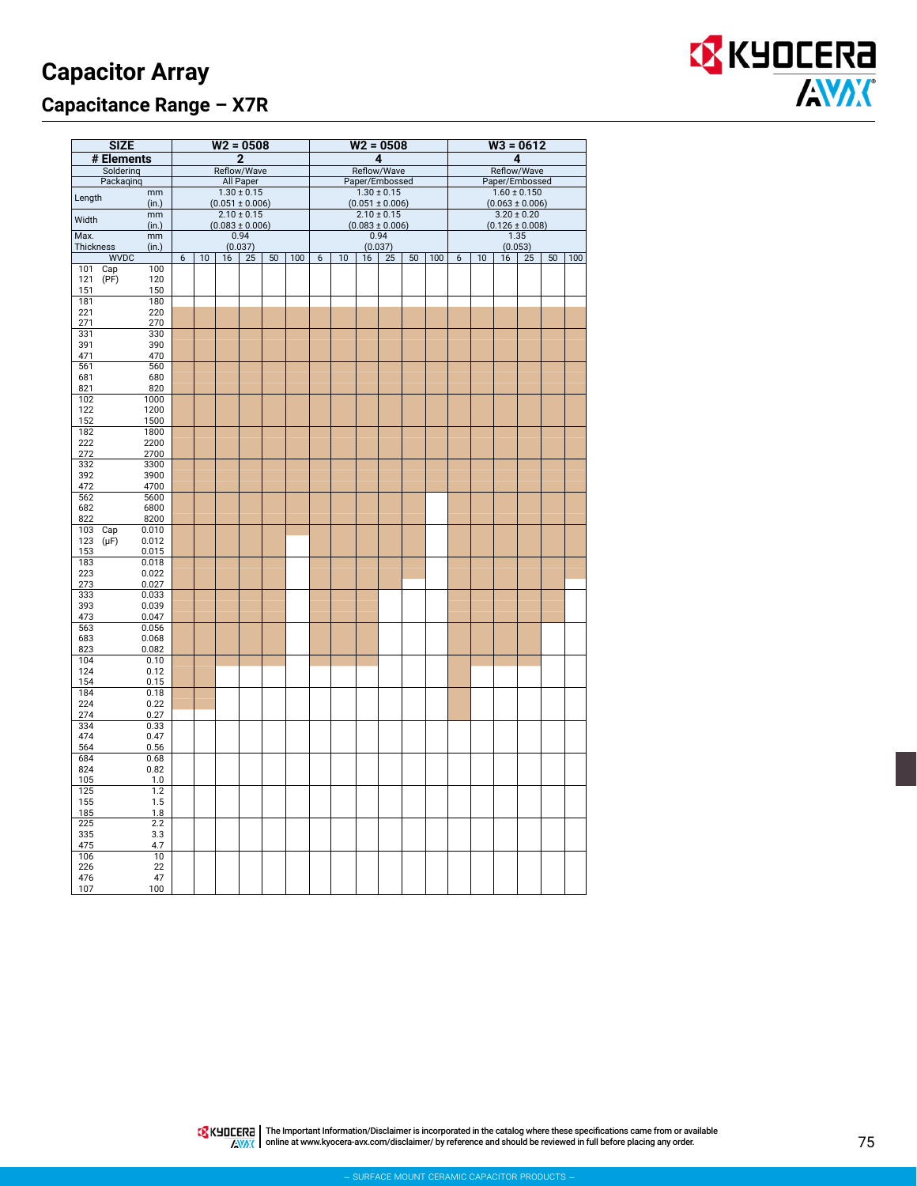# Capacitor Array

## Capacitance Range – X7R

Shaded cells in the original chart are marked with ■.

| SIZE | | W2 = 0508 | | | | | | W2 = 0508 | | | | | | W3 = 0612 | | | | | |
|---|---|---|---|---|---|---|---|---|---|---|---|---|---|---|---|---|---|---|---|
| # Elements | | 2 | | | | | | 4 | | | | | | 4 | | | | | |
| Soldering | | Reflow/Wave | | | | | | Reflow/Wave | | | | | | Reflow/Wave | | | | | |
| Packaging | | All Paper | | | | | | Paper/Embossed | | | | | | Paper/Embossed | | | | | |
| Length | mm (in.) | 1.30 ± 0.15 (0.051 ± 0.006) | | | | | | 1.30 ± 0.15 (0.051 ± 0.006) | | | | | | 1.60 ± 0.150 (0.063 ± 0.006) | | | | | |
| Width | mm (in.) | 2.10 ± 0.15 (0.083 ± 0.006) | | | | | | 2.10 ± 0.15 (0.083 ± 0.006) | | | | | | 3.20 ± 0.20 (0.126 ± 0.008) | | | | | |
| Max. Thickness | mm (in.) | 0.94 (0.037) | | | | | | 0.94 (0.037) | | | | | | 1.35 (0.053) | | | | | |
| WVDC | | 6 | 10 | 16 | 25 | 50 | 100 | 6 | 10 | 16 | 25 | 50 | 100 | 6 | 10 | 16 | 25 | 50 | 100 |
| 101 Cap (PF) | 100 | | | | | | | | | | | | | | | | | | |
| 121 | 120 | | | | | | | | | | | | | | | | | | |
| 151 | 150 | | | | | | | | | | | | | | | | | | |
| 181 | 180 | | | | | | | | | | | | | | | | | | |
| 221 | 220 | ■ | ■ | ■ | ■ | ■ | ■ | ■ | ■ | ■ | ■ | ■ | ■ | ■ | ■ | ■ | ■ | ■ | ■ |
| 271 | 270 | ■ | ■ | ■ | ■ | ■ | ■ | ■ | ■ | ■ | ■ | ■ | ■ | ■ | ■ | ■ | ■ | ■ | ■ |
| 331 | 330 | ■ | ■ | ■ | ■ | ■ | ■ | ■ | ■ | ■ | ■ | ■ | ■ | ■ | ■ | ■ | ■ | ■ | ■ |
| 391 | 390 | ■ | ■ | ■ | ■ | ■ | ■ | ■ | ■ | ■ | ■ | ■ | ■ | ■ | ■ | ■ | ■ | ■ | ■ |
| 471 | 470 | ■ | ■ | ■ | ■ | ■ | ■ | ■ | ■ | ■ | ■ | ■ | ■ | ■ | ■ | ■ | ■ | ■ | ■ |
| 561 | 560 | ■ | ■ | ■ | ■ | ■ | ■ | ■ | ■ | ■ | ■ | ■ | ■ | ■ | ■ | ■ | ■ | ■ | ■ |
| 681 | 680 | ■ | ■ | ■ | ■ | ■ | ■ | ■ | ■ | ■ | ■ | ■ | ■ | ■ | ■ | ■ | ■ | ■ | ■ |
| 821 | 820 | ■ | ■ | ■ | ■ | ■ | ■ | ■ | ■ | ■ | ■ | ■ | ■ | ■ | ■ | ■ | ■ | ■ | ■ |
| 102 | 1000 | ■ | ■ | ■ | ■ | ■ | ■ | ■ | ■ | ■ | ■ | ■ | ■ | ■ | ■ | ■ | ■ | ■ | ■ |
| 122 | 1200 | ■ | ■ | ■ | ■ | ■ | ■ | ■ | ■ | ■ | ■ | ■ | ■ | ■ | ■ | ■ | ■ | ■ | ■ |
| 152 | 1500 | ■ | ■ | ■ | ■ | ■ | ■ | ■ | ■ | ■ | ■ | ■ | ■ | ■ | ■ | ■ | ■ | ■ | ■ |
| 182 | 1800 | ■ | ■ | ■ | ■ | ■ | ■ | ■ | ■ | ■ | ■ | ■ | ■ | ■ | ■ | ■ | ■ | ■ | ■ |
| 222 | 2200 | ■ | ■ | ■ | ■ | ■ | ■ | ■ | ■ | ■ | ■ | ■ | ■ | ■ | ■ | ■ | ■ | ■ | ■ |
| 272 | 2700 | ■ | ■ | ■ | ■ | ■ | ■ | ■ | ■ | ■ | ■ | ■ | ■ | ■ | ■ | ■ | ■ | ■ | ■ |
| 332 | 3300 | ■ | ■ | ■ | ■ | ■ | ■ | ■ | ■ | ■ | ■ | ■ | ■ | ■ | ■ | ■ | ■ | ■ | ■ |
| 392 | 3900 | ■ | ■ | ■ | ■ | ■ | ■ | ■ | ■ | ■ | ■ | ■ | ■ | ■ | ■ | ■ | ■ | ■ | ■ |
| 472 | 4700 | ■ | ■ | ■ | ■ | ■ | ■ | ■ | ■ | ■ | ■ | ■ | ■ | ■ | ■ | ■ | ■ | ■ | ■ |
| 562 | 5600 | ■ | ■ | ■ | ■ | ■ | ■ | ■ | ■ | ■ | ■ | ■ | | ■ | ■ | ■ | ■ | ■ | ■ |
| 682 | 6800 | ■ | ■ | ■ | ■ | ■ | ■ | ■ | ■ | ■ | ■ | ■ | | ■ | ■ | ■ | ■ | ■ | ■ |
| 822 | 8200 | ■ | ■ | ■ | ■ | ■ | ■ | ■ | ■ | ■ | ■ | ■ | | ■ | ■ | ■ | ■ | ■ | ■ |
| 103 Cap (μF) | 0.010 | ■ | ■ | ■ | ■ | ■ | ■ | ■ | ■ | ■ | ■ | ■ | | ■ | ■ | ■ | ■ | ■ | ■ |
| 123 | 0.012 | ■ | ■ | ■ | ■ | ■ | | ■ | ■ | ■ | ■ | ■ | | ■ | ■ | ■ | ■ | ■ | ■ |
| 153 | 0.015 | ■ | ■ | ■ | ■ | ■ | | ■ | ■ | ■ | ■ | ■ | | ■ | ■ | ■ | ■ | ■ | ■ |
| 183 | 0.018 | ■ | ■ | ■ | ■ | ■ | | ■ | ■ | ■ | ■ | ■ | | ■ | ■ | ■ | ■ | ■ | ■ |
| 223 | 0.022 | ■ | ■ | ■ | ■ | ■ | | ■ | ■ | ■ | ■ | ■ | | ■ | ■ | ■ | ■ | ■ | ■ |
| 273 | 0.027 | ■ | ■ | ■ | ■ | ■ | | ■ | ■ | ■ | ■ | | | ■ | ■ | ■ | ■ | ■ | |
| 333 | 0.033 | ■ | ■ | ■ | ■ | ■ | | ■ | ■ | ■ | | | | ■ | ■ | ■ | ■ | ■ | |
| 393 | 0.039 | ■ | ■ | ■ | ■ | ■ | | ■ | ■ | ■ | | | | ■ | ■ | ■ | ■ | ■ | |
| 473 | 0.047 | ■ | ■ | ■ | ■ | ■ | | ■ | ■ | ■ | | | | ■ | ■ | ■ | ■ | ■ | |
| 563 | 0.056 | ■ | ■ | ■ | ■ | ■ | | ■ | ■ | ■ | | | | ■ | ■ | ■ | ■ | | |
| 683 | 0.068 | ■ | ■ | ■ | ■ | ■ | | ■ | ■ | ■ | | | | ■ | ■ | ■ | ■ | | |
| 823 | 0.082 | ■ | ■ | ■ | ■ | ■ | | ■ | ■ | ■ | | | | ■ | ■ | ■ | ■ | | |
| 104 | 0.10 | ■ | ■ | ■ | ■ | ■ | | ■ | ■ | ■ | | | | ■ | ■ | ■ | ■ | | |
| 124 | 0.12 | ■ | ■ | | | | | | | | | | | ■ | | | | | |
| 154 | 0.15 | ■ | ■ | | | | | | | | | | | ■ | | | | | |
| 184 | 0.18 | ■ | ■ | | | | | | | | | | | ■ | | | | | |
| 224 | 0.22 | ■ | ■ | | | | | | | | | | | ■ | | | | | |
| 274 | 0.27 | | | | | | | | | | | | | ■ | | | | | |
| 334 | 0.33 | | | | | | | | | | | | | | | | | | |
| 474 | 0.47 | | | | | | | | | | | | | | | | | | |
| 564 | 0.56 | | | | | | | | | | | | | | | | | | |
| 684 | 0.68 | | | | | | | | | | | | | | | | | | |
| 824 | 0.82 | | | | | | | | | | | | | | | | | | |
| 105 | 1.0 | | | | | | | | | | | | | | | | | | |
| 125 | 1.2 | | | | | | | | | | | | | | | | | | |
| 155 | 1.5 | | | | | | | | | | | | | | | | | | |
| 185 | 1.8 | | | | | | | | | | | | | | | | | | |
| 225 | 2.2 | | | | | | | | | | | | | | | | | | |
| 335 | 3.3 | | | | | | | | | | | | | | | | | | |
| 475 | 4.7 | | | | | | | | | | | | | | | | | | |
| 106 | 10 | | | | | | | | | | | | | | | | | | |
| 226 | 22 | | | | | | | | | | | | | | | | | | |
| 476 | 47 | | | | | | | | | | | | | | | | | | |
| 107 | 100 | | | | | | | | | | | | | | | | | | |

The Important Information/Disclaimer is incorporated in the catalog where these specifications came from or available online at www.kyocera-avx.com/disclaimer/ by reference and should be reviewed in full before placing any order.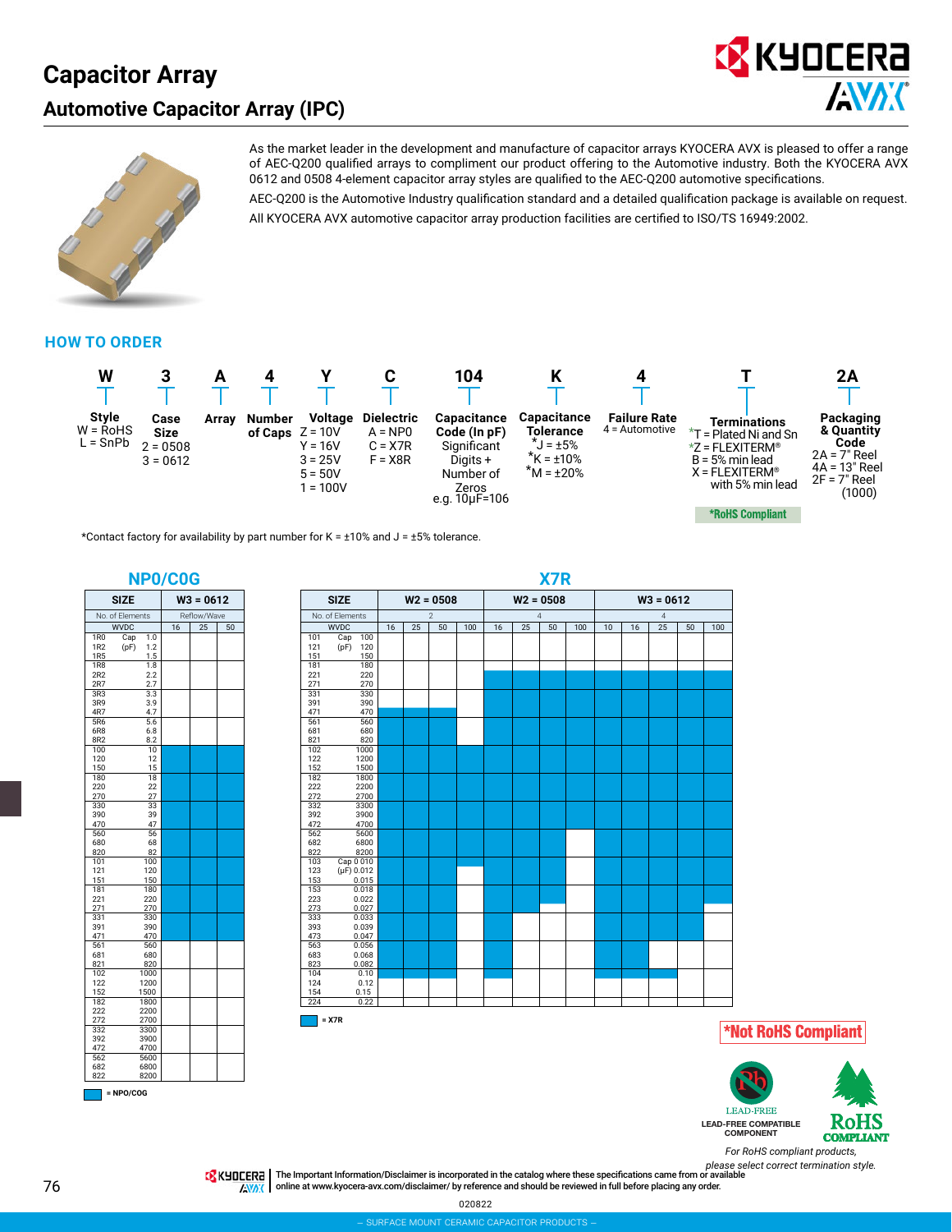# Capacitor Array

## Automotive Capacitor Array (IPC)

As the market leader in the development and manufacture of capacitor arrays KYOCERA AVX is pleased to offer a range of AEC-Q200 qualified arrays to compliment our product offering to the Automotive industry. Both the KYOCERA AVX 0612 and 0508 4-element capacitor array styles are qualified to the AEC-Q200 automotive specifications.

AEC-Q200 is the Automotive Industry qualification standard and a detailed qualification package is available on request.

All KYOCERA AVX automotive capacitor array production facilities are certified to ISO/TS 16949:2002.

### HOW TO ORDER

| W | 3 | A | 4 | Y | C | 104 | K | 4 | T | 2A |
|---|---|---|---|---|---|---|---|---|---|---|
| **Style**<br>W = RoHS<br>L = SnPb | **Case Size**<br>2 = 0508<br>3 = 0612 | **Array** | **Number of Caps** | **Voltage**<br>Z = 10V<br>Y = 16V<br>3 = 25V<br>5 = 50V<br>1 = 100V | **Dielectric**<br>A = NP0<br>C = X7R<br>F = X8R | **Capacitance Code (In pF)**<br>Significant Digits + Number of Zeros<br>e.g. 10μF=106 | **Capacitance Tolerance**<br>*J = ±5%<br>*K = ±10%<br>*M = ±20% | **Failure Rate**<br>4 = Automotive | **Terminations**<br>*T = Plated Ni and Sn<br>*Z = FLEXITERM®<br>B = 5% min lead<br>X = FLEXITERM® with 5% min lead | **Packaging & Quantity Code**<br>2A = 7" Reel<br>4A = 13" Reel<br>2F = 7" Reel (1000) |

*RoHS Compliant

*Contact factory for availability by part number for K = ±10% and J = ±5% tolerance.

### NP0/C0G

■ = NPO/COG

| Code | Cap (pF) | 16 | 25 | 50 |
|---|---|---|---|---|
| SIZE | | W3 = 0612 | | |
| No. of Elements | | Reflow/Wave | | |
| 1R0 | 1.0 | | | |
| 1R2 | 1.2 | | | |
| 1R5 | 1.5 | | | |
| 1R8 | 1.8 | | | |
| 2R2 | 2.2 | | | |
| 2R7 | 2.7 | | | |
| 3R3 | 3.3 | | | |
| 3R9 | 3.9 | | | |
| 4R7 | 4.7 | | | |
| 5R6 | 5.6 | | | |
| 6R8 | 6.8 | | | |
| 8R2 | 8.2 | | | |
| 100 | 10 | ■ | ■ | ■ |
| 120 | 12 | ■ | ■ | ■ |
| 150 | 15 | ■ | ■ | ■ |
| 180 | 18 | ■ | ■ | ■ |
| 220 | 22 | ■ | ■ | ■ |
| 270 | 27 | ■ | ■ | ■ |
| 330 | 33 | ■ | ■ | ■ |
| 390 | 39 | ■ | ■ | ■ |
| 470 | 47 | ■ | ■ | ■ |
| 560 | 56 | ■ | ■ | ■ |
| 680 | 68 | ■ | ■ | ■ |
| 820 | 82 | ■ | ■ | ■ |
| 101 | 100 | ■ | ■ | ■ |
| 121 | 120 | ■ | ■ | ■ |
| 151 | 150 | ■ | ■ | ■ |
| 181 | 180 | ■ | ■ | ■ |
| 221 | 220 | ■ | ■ | ■ |
| 271 | 270 | ■ | ■ | ■ |
| 331 | 330 | ■ | ■ | ■ |
| 391 | 390 | ■ | ■ | ■ |
| 471 | 470 | ■ | ■ | ■ |
| 561 | 560 | | | |
| 681 | 680 | | | |
| 821 | 820 | | | |
| 102 | 1000 | | | |
| 122 | 1200 | | | |
| 152 | 1500 | | | |
| 182 | 1800 | | | |
| 222 | 2200 | | | |
| 272 | 2700 | | | |
| 332 | 3300 | | | |
| 392 | 3900 | | | |
| 472 | 4700 | | | |
| 562 | 5600 | | | |
| 682 | 6800 | | | |
| 822 | 8200 | | | |

### X7R

■ = X7R

| Code | Cap | W2 = 0508 (2) 16 | 25 | 50 | 100 | W2 = 0508 (4) 16 | 25 | 50 | 100 | W3 = 0612 (4) 10 | 16 | 25 | 50 | 100 |
|---|---|---|---|---|---|---|---|---|---|---|---|---|---|---|
| 101 | Cap (pF) 100 | | | | | | | | | | | | | |
| 121 | 120 | | | | | | | | | | | | | |
| 151 | 150 | | | | | | | | | | | | | |
| 181 | 180 | | | | | | | | | | | | | |
| 221 | 220 | | | | | ■ | ■ | ■ | ■ | ■ | ■ | ■ | ■ | ■ |
| 271 | 270 | | | | | ■ | ■ | ■ | ■ | ■ | ■ | ■ | ■ | ■ |
| 331 | 330 | | | | | ■ | ■ | ■ | ■ | ■ | ■ | ■ | ■ | ■ |
| 391 | 390 | | | | | ■ | ■ | ■ | ■ | ■ | ■ | ■ | ■ | ■ |
| 471 | 470 | ■ | ■ | ■ | | ■ | ■ | ■ | ■ | ■ | ■ | ■ | ■ | ■ |
| 561 | 560 | ■ | ■ | ■ | | ■ | ■ | ■ | ■ | ■ | ■ | ■ | ■ | ■ |
| 681 | 680 | ■ | ■ | ■ | | ■ | ■ | ■ | ■ | ■ | ■ | ■ | ■ | ■ |
| 821 | 820 | ■ | ■ | ■ | | ■ | ■ | ■ | ■ | ■ | ■ | ■ | ■ | ■ |
| 102 | 1000 | ■ | ■ | ■ | ■ | ■ | ■ | ■ | ■ | ■ | ■ | ■ | ■ | ■ |
| 122 | 1200 | ■ | ■ | ■ | ■ | ■ | ■ | ■ | ■ | ■ | ■ | ■ | ■ | ■ |
| 152 | 1500 | ■ | ■ | ■ | ■ | ■ | ■ | ■ | ■ | ■ | ■ | ■ | ■ | ■ |
| 182 | 1800 | ■ | ■ | ■ | ■ | ■ | ■ | ■ | ■ | ■ | ■ | ■ | ■ | ■ |
| 222 | 2200 | ■ | ■ | ■ | ■ | ■ | ■ | ■ | ■ | ■ | ■ | ■ | ■ | ■ |
| 272 | 2700 | ■ | ■ | ■ | ■ | ■ | ■ | ■ | ■ | ■ | ■ | ■ | ■ | ■ |
| 332 | 3300 | ■ | ■ | ■ | ■ | ■ | ■ | ■ | ■ | ■ | ■ | ■ | ■ | ■ |
| 392 | 3900 | ■ | ■ | ■ | ■ | ■ | ■ | ■ | ■ | ■ | ■ | ■ | ■ | ■ |
| 472 | 4700 | ■ | ■ | ■ | ■ | ■ | ■ | ■ | ■ | ■ | ■ | ■ | ■ | ■ |
| 562 | 5600 | ■ | ■ | ■ | ■ | ■ | ■ | ■ | | ■ | ■ | ■ | ■ | ■ |
| 682 | 6800 | ■ | ■ | ■ | ■ | ■ | ■ | ■ | | ■ | ■ | ■ | ■ | ■ |
| 822 | 8200 | ■ | ■ | ■ | ■ | ■ | ■ | ■ | | ■ | ■ | ■ | ■ | ■ |
| 103 | Cap (μF) 0.010 | ■ | ■ | ■ | ■ | ■ | ■ | ■ | | ■ | ■ | ■ | ■ | ■ |
| 123 | 0.012 | ■ | ■ | ■ | | ■ | ■ | ■ | | ■ | ■ | ■ | ■ | ■ |
| 153 | 0.015 | ■ | ■ | ■ | | ■ | ■ | ■ | | ■ | ■ | ■ | ■ | ■ |
| 183 | 0.018 | ■ | ■ | ■ | | ■ | ■ | ■ | | ■ | ■ | ■ | ■ | ■ |
| 223 | 0.022 | ■ | ■ | ■ | | ■ | ■ | ■ | | ■ | ■ | ■ | ■ | ■ |
| 273 | 0.027 | ■ | ■ | ■ | | ■ | ■ | | | ■ | ■ | ■ | ■ | |
| 333 | 0.033 | ■ | ■ | ■ | | ■ | | | | ■ | ■ | ■ | ■ | |
| 393 | 0.039 | ■ | ■ | ■ | | ■ | | | | ■ | ■ | ■ | ■ | |
| 473 | 0.047 | ■ | ■ | ■ | | ■ | | | | ■ | ■ | ■ | ■ | |
| 563 | 0.056 | ■ | ■ | ■ | | ■ | | | | ■ | ■ | | | |
| 683 | 0.068 | ■ | ■ | ■ | | ■ | | | | ■ | ■ | | | |
| 823 | 0.082 | ■ | ■ | ■ | | ■ | | | | ■ | ■ | | | |
| 104 | 0.10 | ■ | ■ | ■ | | ■ | | | | ■ | ■ | ■ | | |
| 124 | 0.12 | | | | | | | | | | | | | |
| 154 | 0.15 | | | | | | | | | | | | | |
| 224 | 0.22 | | | | | | | | | | | | | |

*Not RoHS Compliant

LEAD-FREE COMPATIBLE COMPONENT

RoHS COMPLIANT

*For RoHS compliant products, please select correct termination style.*

The Important Information/Disclaimer is incorporated in the catalog where these specifications came from or available online at www.kyocera-avx.com/disclaimer/ by reference and should be reviewed in full before placing any order.

020822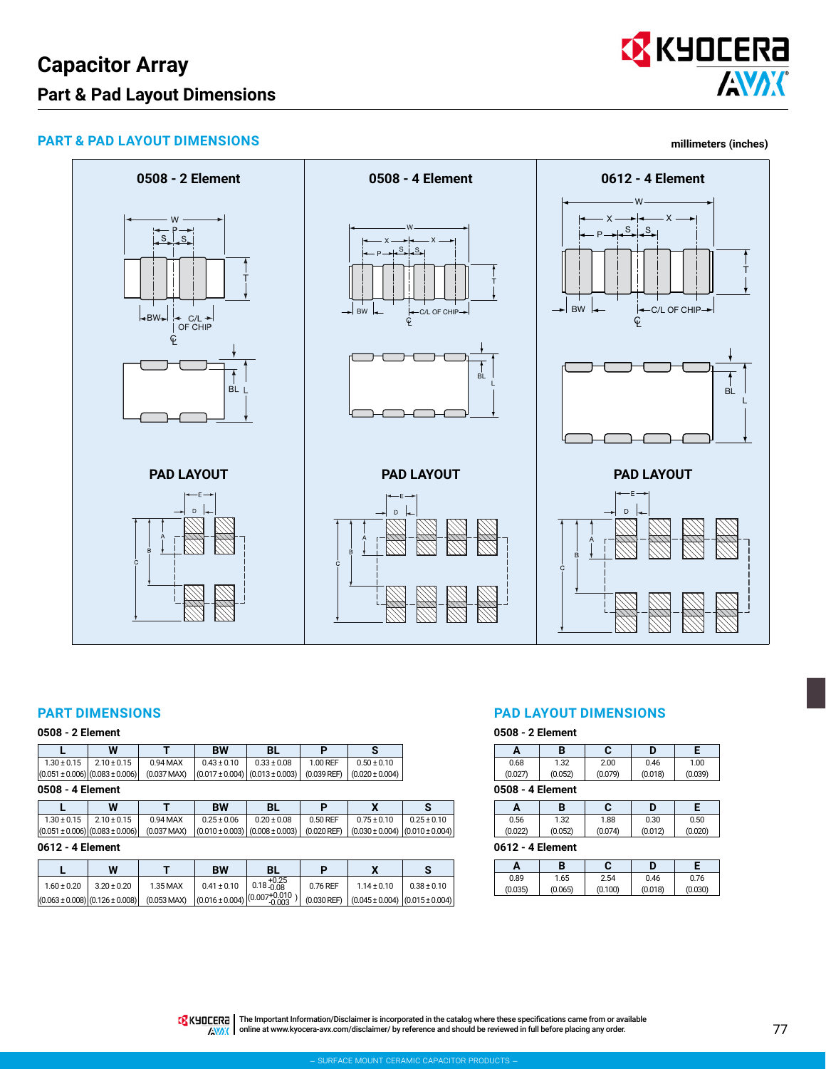# Capacitor Array

## Part & Pad Layout Dimensions

### PART & PAD LAYOUT DIMENSIONS

millimeters (inches)

0508 - 2 Element

0508 - 4 Element

0612 - 4 Element

PAD LAYOUT

### PART DIMENSIONS

**0508 - 2 Element**

| L | W | T | BW | BL | P | S |
|---|---|---|---|---|---|---|
| 1.30 ± 0.15 (0.051 ± 0.006) | 2.10 ± 0.15 (0.083 ± 0.006) | 0.94 MAX (0.037 MAX) | 0.43 ± 0.10 (0.017 ± 0.004) | 0.33 ± 0.08 (0.013 ± 0.003) | 1.00 REF (0.039 REF) | 0.50 ± 0.10 (0.020 ± 0.004) |

**0508 - 4 Element**

| L | W | T | BW | BL | P | X | S |
|---|---|---|---|---|---|---|---|
| 1.30 ± 0.15 (0.051 ± 0.006) | 2.10 ± 0.15 (0.083 ± 0.006) | 0.94 MAX (0.037 MAX) | 0.25 ± 0.06 (0.010 ± 0.003) | 0.20 ± 0.08 (0.008 ± 0.003) | 0.50 REF (0.020 REF) | 0.75 ± 0.10 (0.030 ± 0.004) | 0.25 ± 0.10 (0.010 ± 0.004) |

**0612 - 4 Element**

| L | W | T | BW | BL | P | X | S |
|---|---|---|---|---|---|---|---|
| 1.60 ± 0.20 (0.063 ± 0.008) | 3.20 ± 0.20 (0.126 ± 0.008) | 1.35 MAX (0.053 MAX) | 0.41 ± 0.10 (0.016 ± 0.004) | $0.18^{+0.25}_{-0.08}$ $(0.007^{+0.010}_{-0.003})$ | 0.76 REF (0.030 REF) | 1.14 ± 0.10 (0.045 ± 0.004) | 0.38 ± 0.10 (0.015 ± 0.004) |

### PAD LAYOUT DIMENSIONS

**0508 - 2 Element**

| A | B | C | D | E |
|---|---|---|---|---|
| 0.68 (0.027) | 1.32 (0.052) | 2.00 (0.079) | 0.46 (0.018) | 1.00 (0.039) |

**0508 - 4 Element**

| A | B | C | D | E |
|---|---|---|---|---|
| 0.56 (0.022) | 1.32 (0.052) | 1.88 (0.074) | 0.30 (0.012) | 0.50 (0.020) |

**0612 - 4 Element**

| A | B | C | D | E |
|---|---|---|---|---|
| 0.89 (0.035) | 1.65 (0.065) | 2.54 (0.100) | 0.46 (0.018) | 0.76 (0.030) |

The Important Information/Disclaimer is incorporated in the catalog where these specifications came from or available online at www.kyocera-avx.com/disclaimer/ by reference and should be reviewed in full before placing any order.